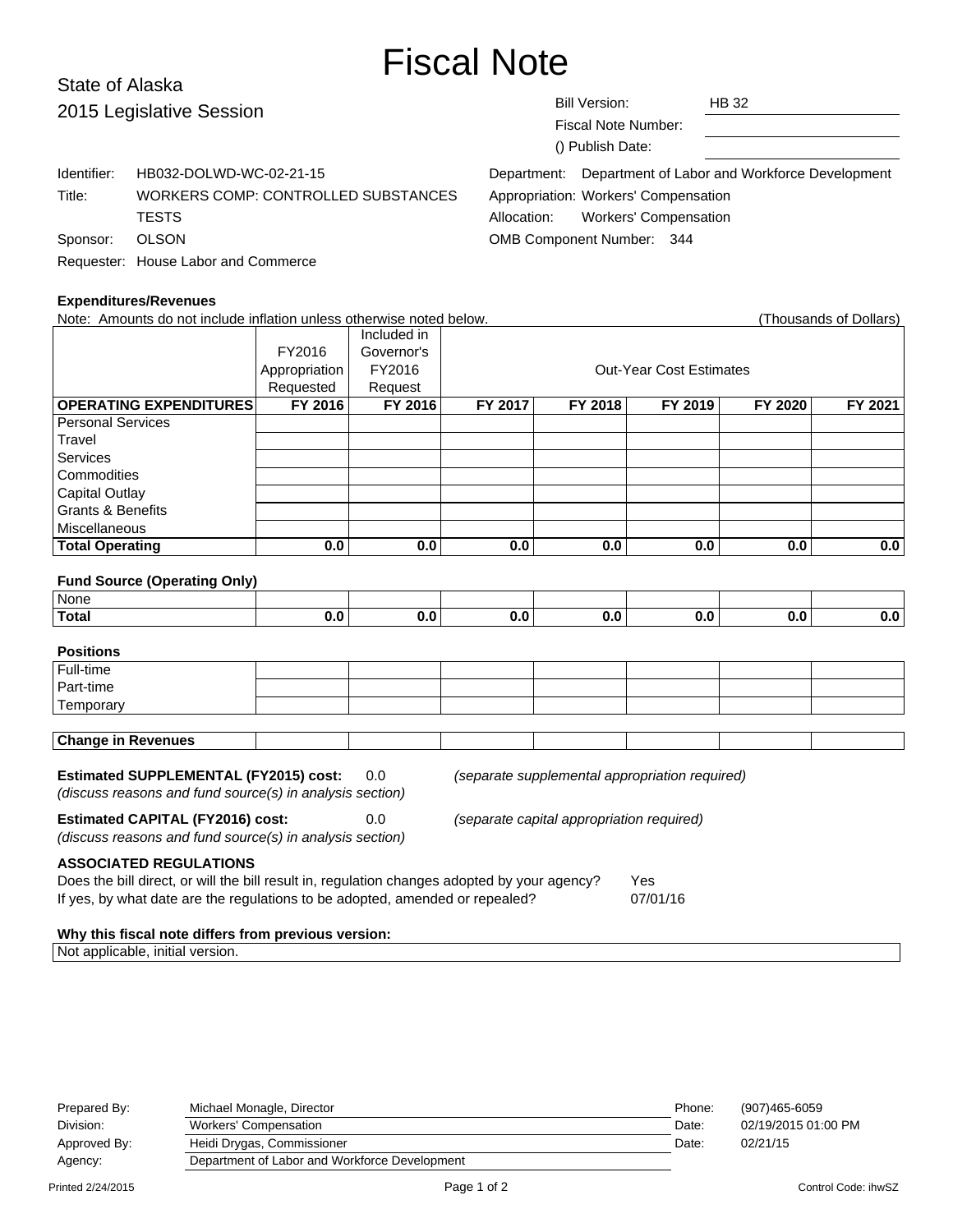# Fiscal Note

State of Alaska
2015 Legislative Session

| | |
|---|---|
| Bill Version: | HB 32 |
| Fiscal Note Number: | |
| () Publish Date: | |

| | |
|---|---|
| Identifier: | HB032-DOLWD-WC-02-21-15 |
| Title: | WORKERS COMP: CONTROLLED SUBSTANCES TESTS |
| Sponsor: | OLSON |
| Requester: | House Labor and Commerce |

| | |
|---|---|
| Department: | Department of Labor and Workforce Development |
| Appropriation: | Workers' Compensation |
| Allocation: | Workers' Compensation |
| OMB Component Number: | 344 |

**Expenditures/Revenues**

Note: Amounts do not include inflation unless otherwise noted below. (Thousands of Dollars)

| | FY2016 Appropriation Requested | Included in Governor's FY2016 Request | Out-Year Cost Estimates | | | | |
|---|---|---|---|---|---|---|---|
| **OPERATING EXPENDITURES** | **FY 2016** | **FY 2016** | **FY 2017** | **FY 2018** | **FY 2019** | **FY 2020** | **FY 2021** |
| Personal Services | | | | | | | |
| Travel | | | | | | | |
| Services | | | | | | | |
| Commodities | | | | | | | |
| Capital Outlay | | | | | | | |
| Grants & Benefits | | | | | | | |
| Miscellaneous | | | | | | | |
| **Total Operating** | **0.0** | **0.0** | **0.0** | **0.0** | **0.0** | **0.0** | **0.0** |

**Fund Source (Operating Only)**

| | | | | | | | |
|---|---|---|---|---|---|---|---|
| None | | | | | | | |
| **Total** | **0.0** | **0.0** | **0.0** | **0.0** | **0.0** | **0.0** | **0.0** |

**Positions**

| | | | | | | | |
|---|---|---|---|---|---|---|---|
| Full-time | | | | | | | |
| Part-time | | | | | | | |
| Temporary | | | | | | | |

| | | | | | | | |
|---|---|---|---|---|---|---|---|
| **Change in Revenues** | | | | | | | |

**Estimated SUPPLEMENTAL (FY2015) cost:** 0.0 *(separate supplemental appropriation required)*
*(discuss reasons and fund source(s) in analysis section)*

**Estimated CAPITAL (FY2016) cost:** 0.0 *(separate capital appropriation required)*
*(discuss reasons and fund source(s) in analysis section)*

**ASSOCIATED REGULATIONS**

Does the bill direct, or will the bill result in, regulation changes adopted by your agency? Yes
If yes, by what date are the regulations to be adopted, amended or repealed? 07/01/16

**Why this fiscal note differs from previous version:**

Not applicable, initial version.

| | | | |
|---|---|---|---|
| Prepared By: | Michael Monagle, Director | Phone: | (907)465-6059 |
| Division: | Workers' Compensation | Date: | 02/19/2015 01:00 PM |
| Approved By: | Heidi Drygas, Commissioner | Date: | 02/21/15 |
| Agency: | Department of Labor and Workforce Development | | |

Printed 2/24/2015 Control Code: ihwSZ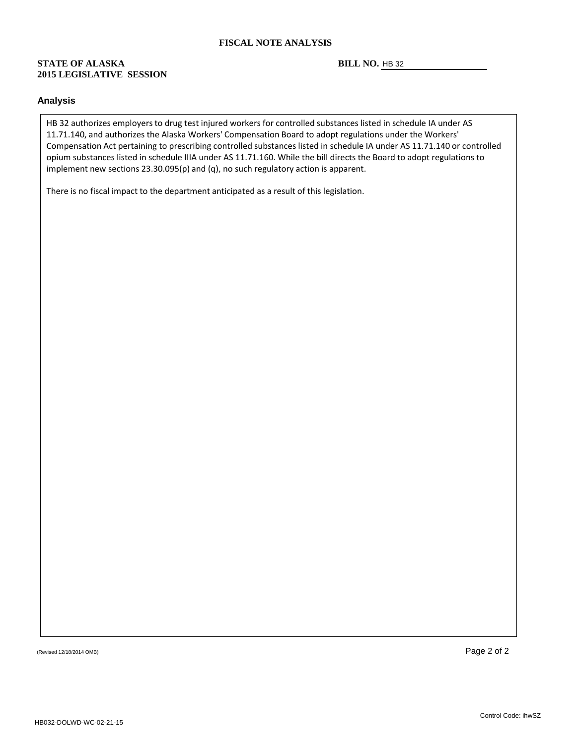**FISCAL NOTE ANALYSIS**

**STATE OF ALASKA**
**2015 LEGISLATIVE SESSION**

**BILL NO.** HB 32

### Analysis

HB 32 authorizes employers to drug test injured workers for controlled substances listed in schedule IA under AS 11.71.140, and authorizes the Alaska Workers' Compensation Board to adopt regulations under the Workers' Compensation Act pertaining to prescribing controlled substances listed in schedule IA under AS 11.71.140 or controlled opium substances listed in schedule IIIA under AS 11.71.160. While the bill directs the Board to adopt regulations to implement new sections 23.30.095(p) and (q), no such regulatory action is apparent.

There is no fiscal impact to the department anticipated as a result of this legislation.

(Revised 12/18/2014 OMB)

Control Code: ihwSZ

HB032-DOLWD-WC-02-21-15